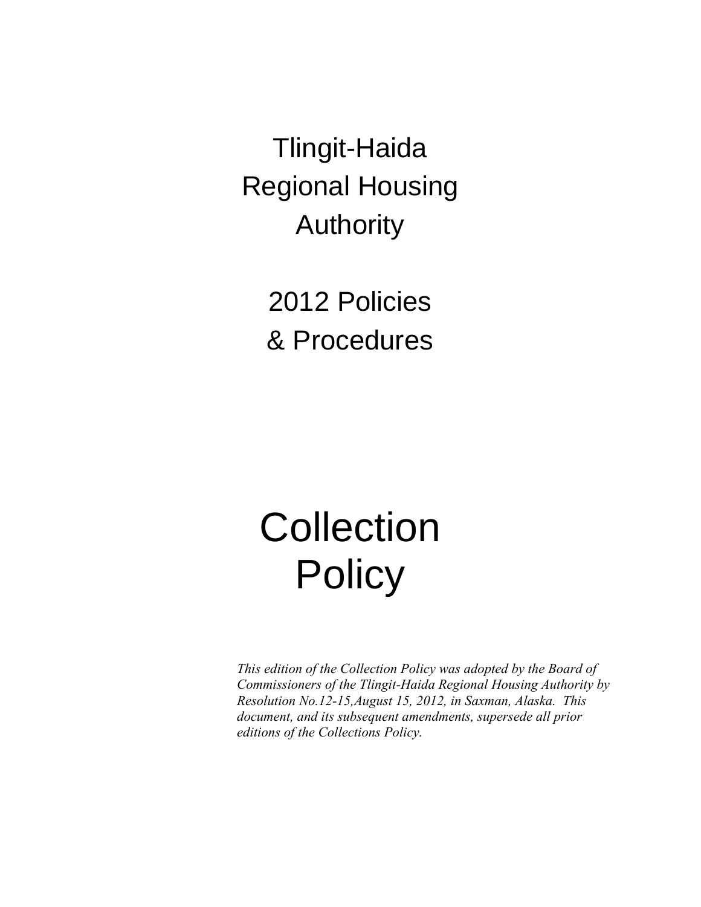# Tlingit-Haida Regional Housing Authority

## 2012 Policies & Procedures

# Collection Policy

*This edition of the Collection Policy was adopted by the Board of Commissioners of the Tlingit-Haida Regional Housing Authority by Resolution No.12-15,August 15, 2012, in Saxman, Alaska. This document, and its subsequent amendments, supersede all prior editions of the Collections Policy.*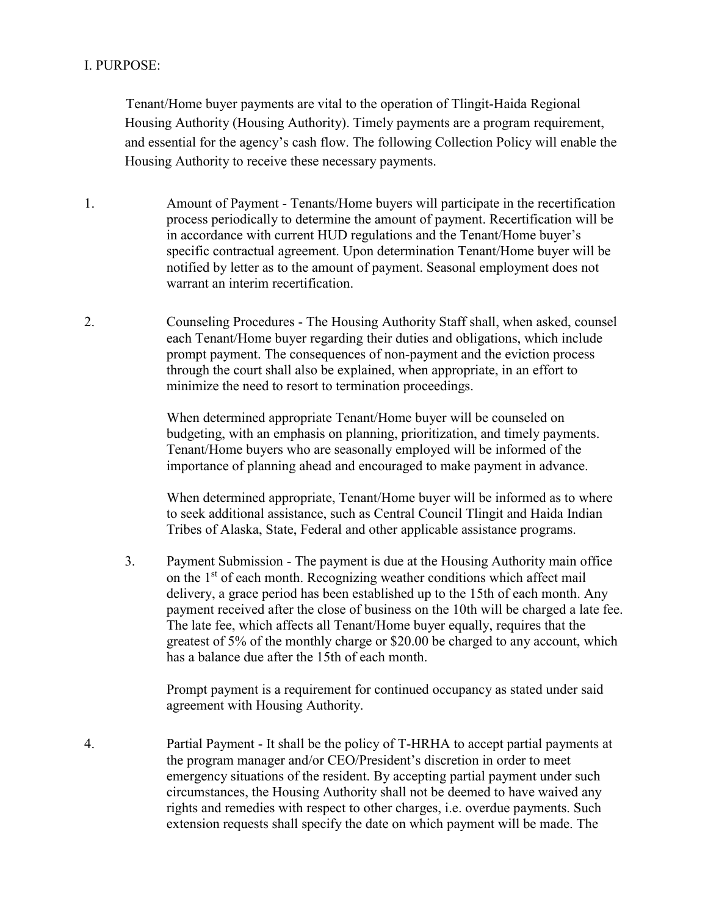I. PURPOSE:

Tenant/Home buyer payments are vital to the operation of Tlingit-Haida Regional Housing Authority (Housing Authority). Timely payments are a program requirement, and essential for the agency's cash flow. The following Collection Policy will enable the Housing Authority to receive these necessary payments.

1. Amount of Payment - Tenants/Home buyers will participate in the recertification process periodically to determine the amount of payment. Recertification will be in accordance with current HUD regulations and the Tenant/Home buyer's specific contractual agreement. Upon determination Tenant/Home buyer will be notified by letter as to the amount of payment. Seasonal employment does not warrant an interim recertification.

2. Counseling Procedures - The Housing Authority Staff shall, when asked, counsel each Tenant/Home buyer regarding their duties and obligations, which include prompt payment. The consequences of non-payment and the eviction process through the court shall also be explained, when appropriate, in an effort to minimize the need to resort to termination proceedings.

   When determined appropriate Tenant/Home buyer will be counseled on budgeting, with an emphasis on planning, prioritization, and timely payments. Tenant/Home buyers who are seasonally employed will be informed of the importance of planning ahead and encouraged to make payment in advance.

   When determined appropriate, Tenant/Home buyer will be informed as to where to seek additional assistance, such as Central Council Tlingit and Haida Indian Tribes of Alaska, State, Federal and other applicable assistance programs.

3. Payment Submission - The payment is due at the Housing Authority main office on the 1st of each month. Recognizing weather conditions which affect mail delivery, a grace period has been established up to the 15th of each month. Any payment received after the close of business on the 10th will be charged a late fee. The late fee, which affects all Tenant/Home buyer equally, requires that the greatest of 5% of the monthly charge or $20.00 be charged to any account, which has a balance due after the 15th of each month.

   Prompt payment is a requirement for continued occupancy as stated under said agreement with Housing Authority.

4. Partial Payment - It shall be the policy of T-HRHA to accept partial payments at the program manager and/or CEO/President's discretion in order to meet emergency situations of the resident. By accepting partial payment under such circumstances, the Housing Authority shall not be deemed to have waived any rights and remedies with respect to other charges, i.e. overdue payments. Such extension requests shall specify the date on which payment will be made. The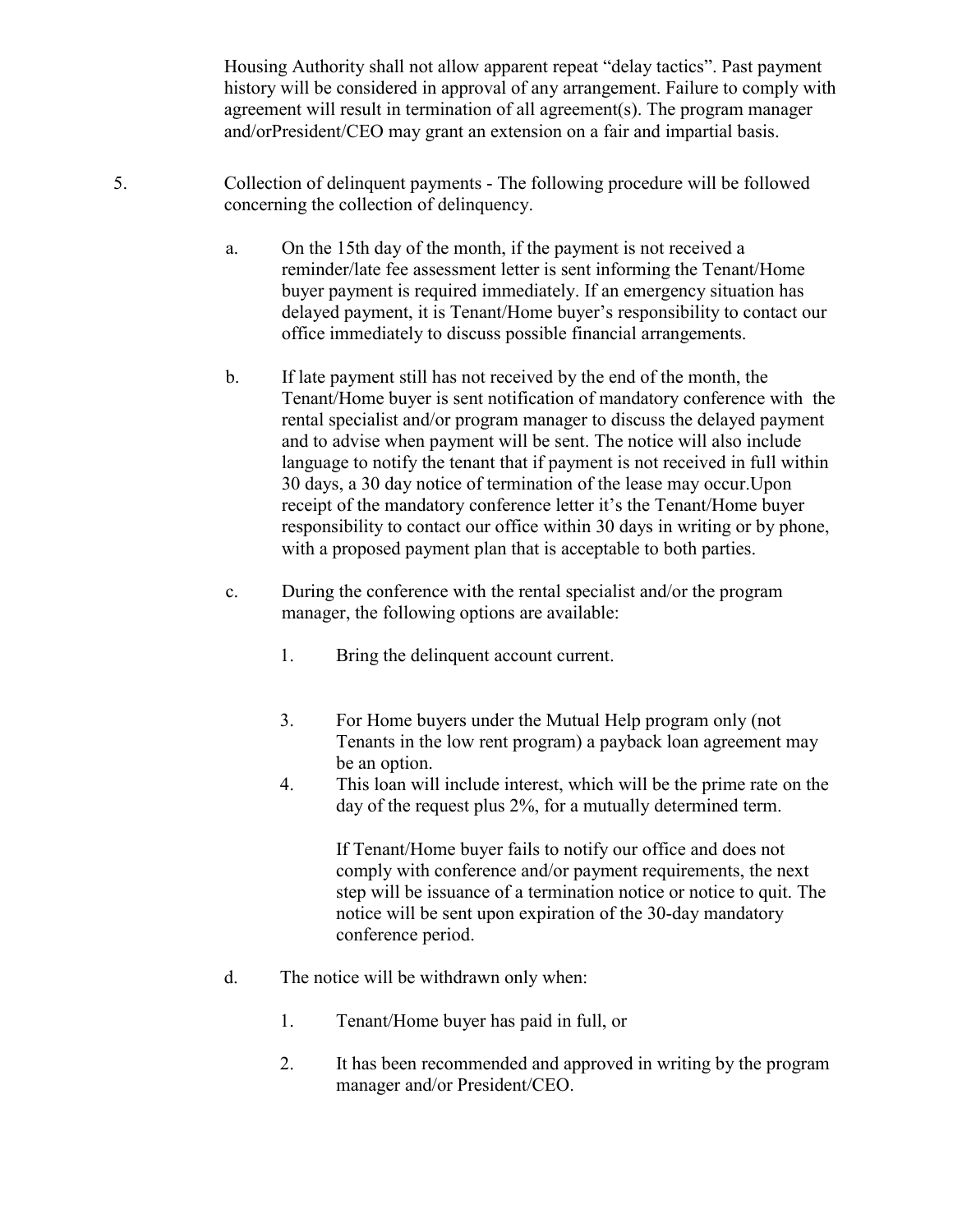Housing Authority shall not allow apparent repeat "delay tactics". Past payment history will be considered in approval of any arrangement. Failure to comply with agreement will result in termination of all agreement(s). The program manager and/orPresident/CEO may grant an extension on a fair and impartial basis.

5. Collection of delinquent payments - The following procedure will be followed concerning the collection of delinquency.

   a. On the 15th day of the month, if the payment is not received a reminder/late fee assessment letter is sent informing the Tenant/Home buyer payment is required immediately. If an emergency situation has delayed payment, it is Tenant/Home buyer's responsibility to contact our office immediately to discuss possible financial arrangements.

   b. If late payment still has not received by the end of the month, the Tenant/Home buyer is sent notification of mandatory conference with the rental specialist and/or program manager to discuss the delayed payment and to advise when payment will be sent. The notice will also include language to notify the tenant that if payment is not received in full within 30 days, a 30 day notice of termination of the lease may occur.Upon receipt of the mandatory conference letter it's the Tenant/Home buyer responsibility to contact our office within 30 days in writing or by phone, with a proposed payment plan that is acceptable to both parties.

   c. During the conference with the rental specialist and/or the program manager, the following options are available:

      1. Bring the delinquent account current.

      3. For Home buyers under the Mutual Help program only (not Tenants in the low rent program) a payback loan agreement may be an option.

      4. This loan will include interest, which will be the prime rate on the day of the request plus 2%, for a mutually determined term.

      If Tenant/Home buyer fails to notify our office and does not comply with conference and/or payment requirements, the next step will be issuance of a termination notice or notice to quit. The notice will be sent upon expiration of the 30-day mandatory conference period.

   d. The notice will be withdrawn only when:

      1. Tenant/Home buyer has paid in full, or

      2. It has been recommended and approved in writing by the program manager and/or President/CEO.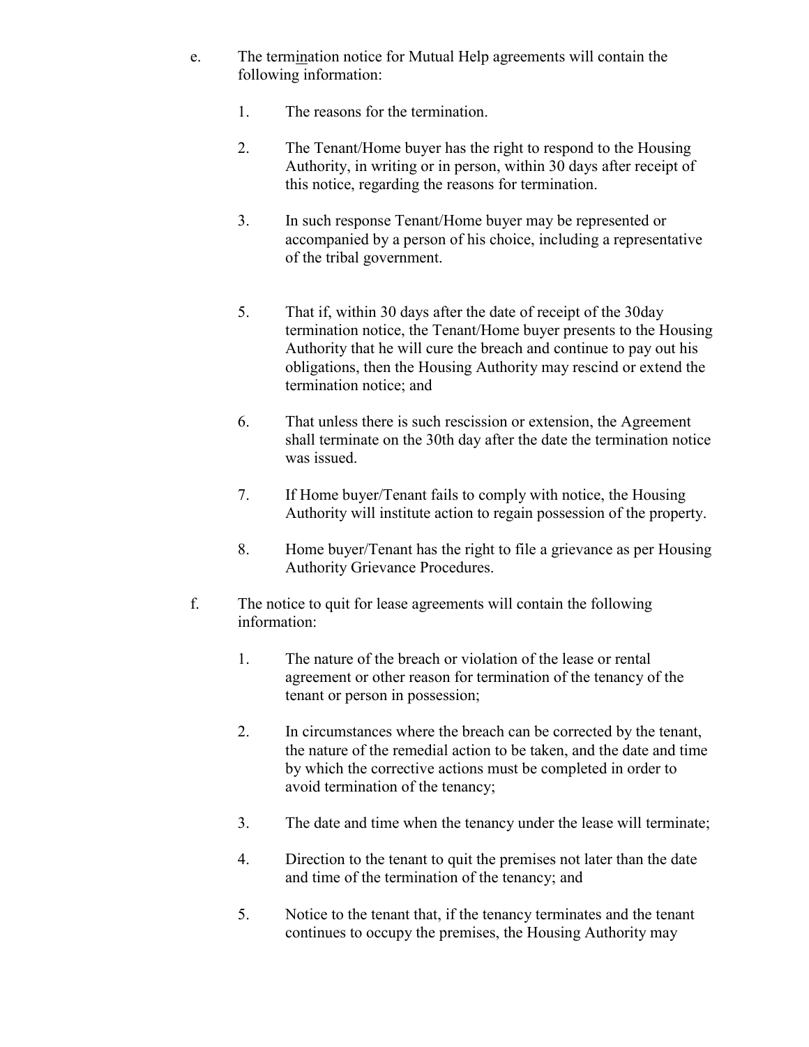e. The termination notice for Mutual Help agreements will contain the following information:

1. The reasons for the termination.

2. The Tenant/Home buyer has the right to respond to the Housing Authority, in writing or in person, within 30 days after receipt of this notice, regarding the reasons for termination.

3. In such response Tenant/Home buyer may be represented or accompanied by a person of his choice, including a representative of the tribal government.

5. That if, within 30 days after the date of receipt of the 30day termination notice, the Tenant/Home buyer presents to the Housing Authority that he will cure the breach and continue to pay out his obligations, then the Housing Authority may rescind or extend the termination notice; and

6. That unless there is such rescission or extension, the Agreement shall terminate on the 30th day after the date the termination notice was issued.

7. If Home buyer/Tenant fails to comply with notice, the Housing Authority will institute action to regain possession of the property.

8. Home buyer/Tenant has the right to file a grievance as per Housing Authority Grievance Procedures.

f. The notice to quit for lease agreements will contain the following information:

1. The nature of the breach or violation of the lease or rental agreement or other reason for termination of the tenancy of the tenant or person in possession;

2. In circumstances where the breach can be corrected by the tenant, the nature of the remedial action to be taken, and the date and time by which the corrective actions must be completed in order to avoid termination of the tenancy;

3. The date and time when the tenancy under the lease will terminate;

4. Direction to the tenant to quit the premises not later than the date and time of the termination of the tenancy; and

5. Notice to the tenant that, if the tenancy terminates and the tenant continues to occupy the premises, the Housing Authority may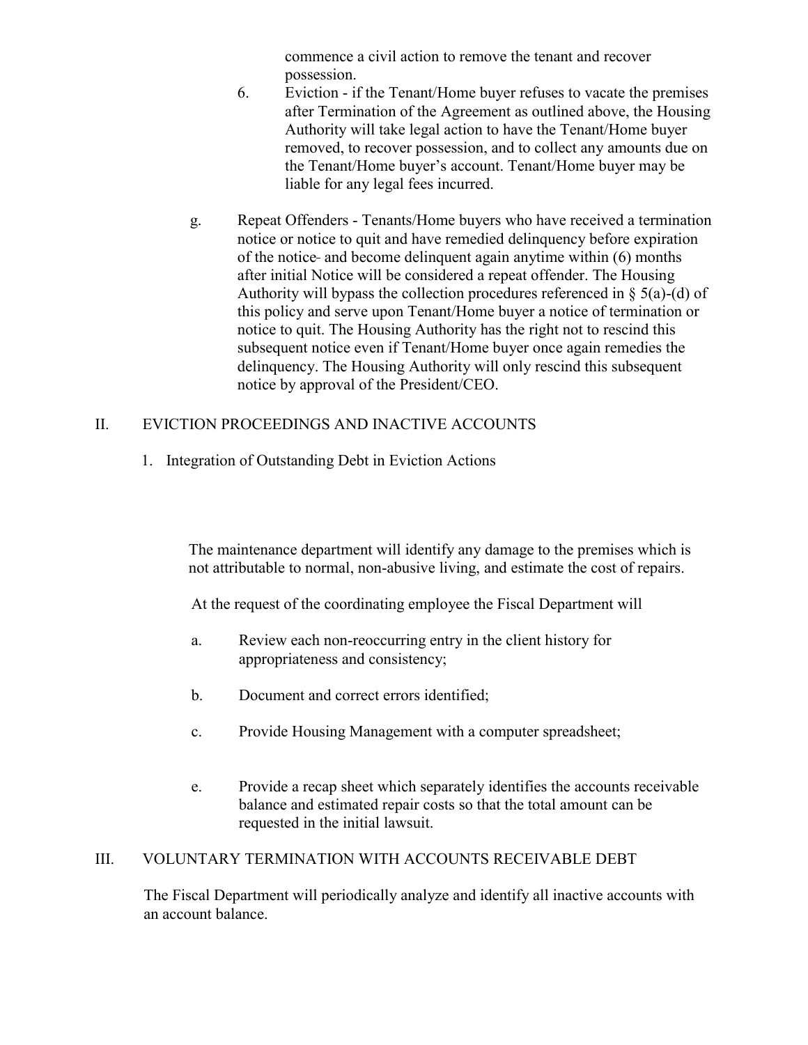commence a civil action to remove the tenant and recover possession.

6. Eviction - if the Tenant/Home buyer refuses to vacate the premises after Termination of the Agreement as outlined above, the Housing Authority will take legal action to have the Tenant/Home buyer removed, to recover possession, and to collect any amounts due on the Tenant/Home buyer's account. Tenant/Home buyer may be liable for any legal fees incurred.

g. Repeat Offenders - Tenants/Home buyers who have received a termination notice or notice to quit and have remedied delinquency before expiration of the notice and become delinquent again anytime within (6) months after initial Notice will be considered a repeat offender. The Housing Authority will bypass the collection procedures referenced in § 5(a)-(d) of this policy and serve upon Tenant/Home buyer a notice of termination or notice to quit. The Housing Authority has the right not to rescind this subsequent notice even if Tenant/Home buyer once again remedies the delinquency. The Housing Authority will only rescind this subsequent notice by approval of the President/CEO.

## II. EVICTION PROCEEDINGS AND INACTIVE ACCOUNTS

1. Integration of Outstanding Debt in Eviction Actions

The maintenance department will identify any damage to the premises which is not attributable to normal, non-abusive living, and estimate the cost of repairs.

At the request of the coordinating employee the Fiscal Department will

a. Review each non-reoccurring entry in the client history for appropriateness and consistency;

b. Document and correct errors identified;

c. Provide Housing Management with a computer spreadsheet;

e. Provide a recap sheet which separately identifies the accounts receivable balance and estimated repair costs so that the total amount can be requested in the initial lawsuit.

## III. VOLUNTARY TERMINATION WITH ACCOUNTS RECEIVABLE DEBT

The Fiscal Department will periodically analyze and identify all inactive accounts with an account balance.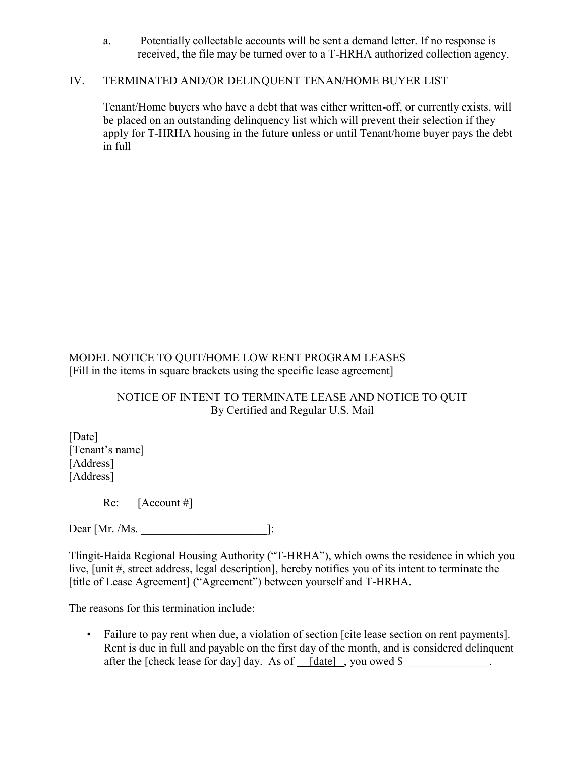a. Potentially collectable accounts will be sent a demand letter. If no response is received, the file may be turned over to a T-HRHA authorized collection agency.

IV. TERMINATED AND/OR DELINQUENT TENAN/HOME BUYER LIST

Tenant/Home buyers who have a debt that was either written-off, or currently exists, will be placed on an outstanding delinquency list which will prevent their selection if they apply for T-HRHA housing in the future unless or until Tenant/home buyer pays the debt in full

MODEL NOTICE TO QUIT/HOME LOW RENT PROGRAM LEASES
[Fill in the items in square brackets using the specific lease agreement]

NOTICE OF INTENT TO TERMINATE LEASE AND NOTICE TO QUIT
By Certified and Regular U.S. Mail

[Date]
[Tenant's name]
[Address]
[Address]

Re: [Account #]

Dear [Mr. /Ms. ______________________]:

Tlingit-Haida Regional Housing Authority ("T-HRHA"), which owns the residence in which you live, [unit #, street address, legal description], hereby notifies you of its intent to terminate the [title of Lease Agreement] ("Agreement") between yourself and T-HRHA.

The reasons for this termination include:

- Failure to pay rent when due, a violation of section [cite lease section on rent payments]. Rent is due in full and payable on the first day of the month, and is considered delinquent after the [check lease for day] day. As of __[date]__, you owed $_______________.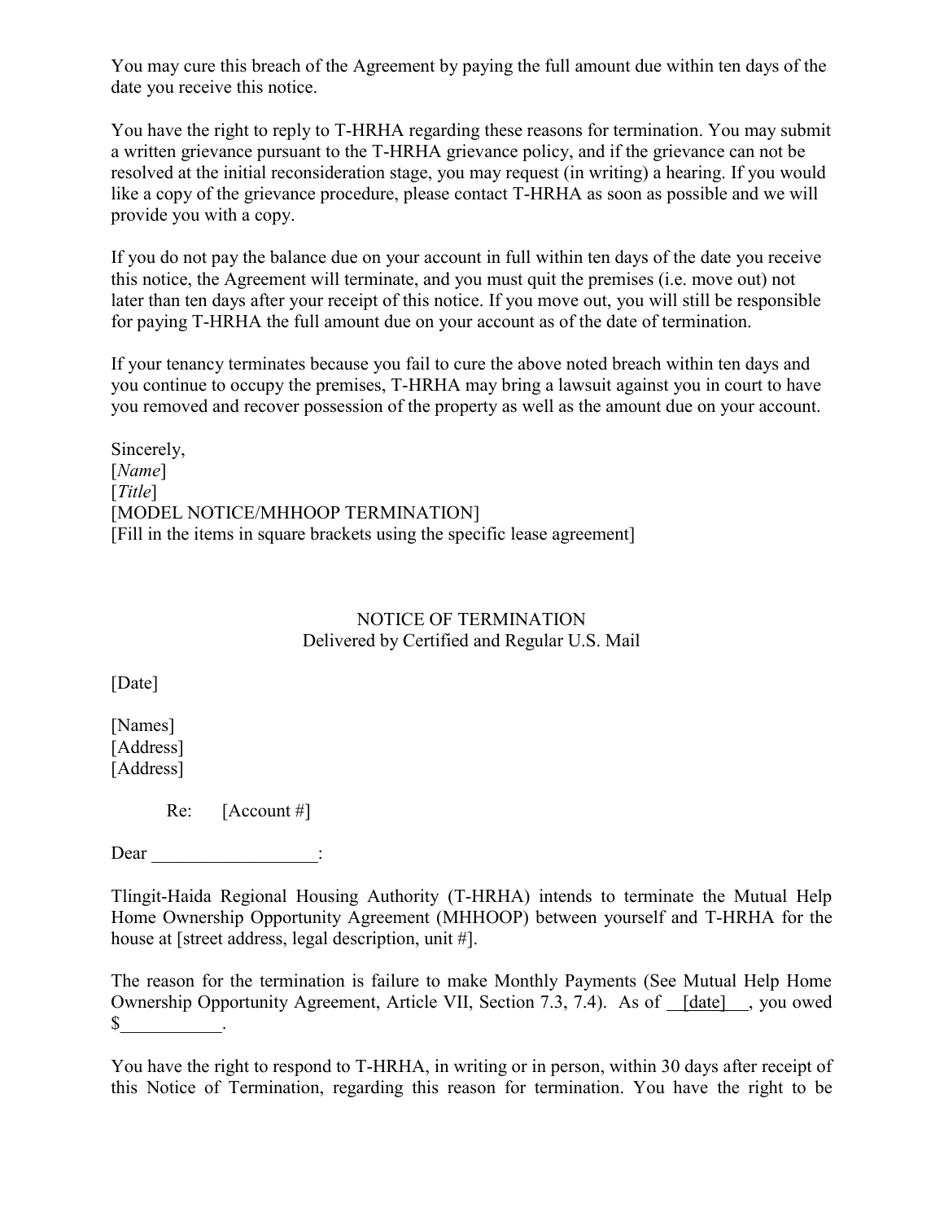You may cure this breach of the Agreement by paying the full amount due within ten days of the date you receive this notice.

You have the right to reply to T-HRHA regarding these reasons for termination. You may submit a written grievance pursuant to the T-HRHA grievance policy, and if the grievance can not be resolved at the initial reconsideration stage, you may request (in writing) a hearing. If you would like a copy of the grievance procedure, please contact T-HRHA as soon as possible and we will provide you with a copy.

If you do not pay the balance due on your account in full within ten days of the date you receive this notice, the Agreement will terminate, and you must quit the premises (i.e. move out) not later than ten days after your receipt of this notice. If you move out, you will still be responsible for paying T-HRHA the full amount due on your account as of the date of termination.

If your tenancy terminates because you fail to cure the above noted breach within ten days and you continue to occupy the premises, T-HRHA may bring a lawsuit against you in court to have you removed and recover possession of the property as well as the amount due on your account.

Sincerely,
[*Name*]
[*Title*]
[MODEL NOTICE/MHHOOP TERMINATION]
[Fill in the items in square brackets using the specific lease agreement]

NOTICE OF TERMINATION
Delivered by Certified and Regular U.S. Mail

[Date]

[Names]
[Address]
[Address]

Re: [Account #]

Dear __________________:

Tlingit-Haida Regional Housing Authority (T-HRHA) intends to terminate the Mutual Help Home Ownership Opportunity Agreement (MHHOOP) between yourself and T-HRHA for the house at [street address, legal description, unit #].

The reason for the termination is failure to make Monthly Payments (See Mutual Help Home Ownership Opportunity Agreement, Article VII, Section 7.3, 7.4). As of __[date]__, you owed $___________.

You have the right to respond to T-HRHA, in writing or in person, within 30 days after receipt of this Notice of Termination, regarding this reason for termination. You have the right to be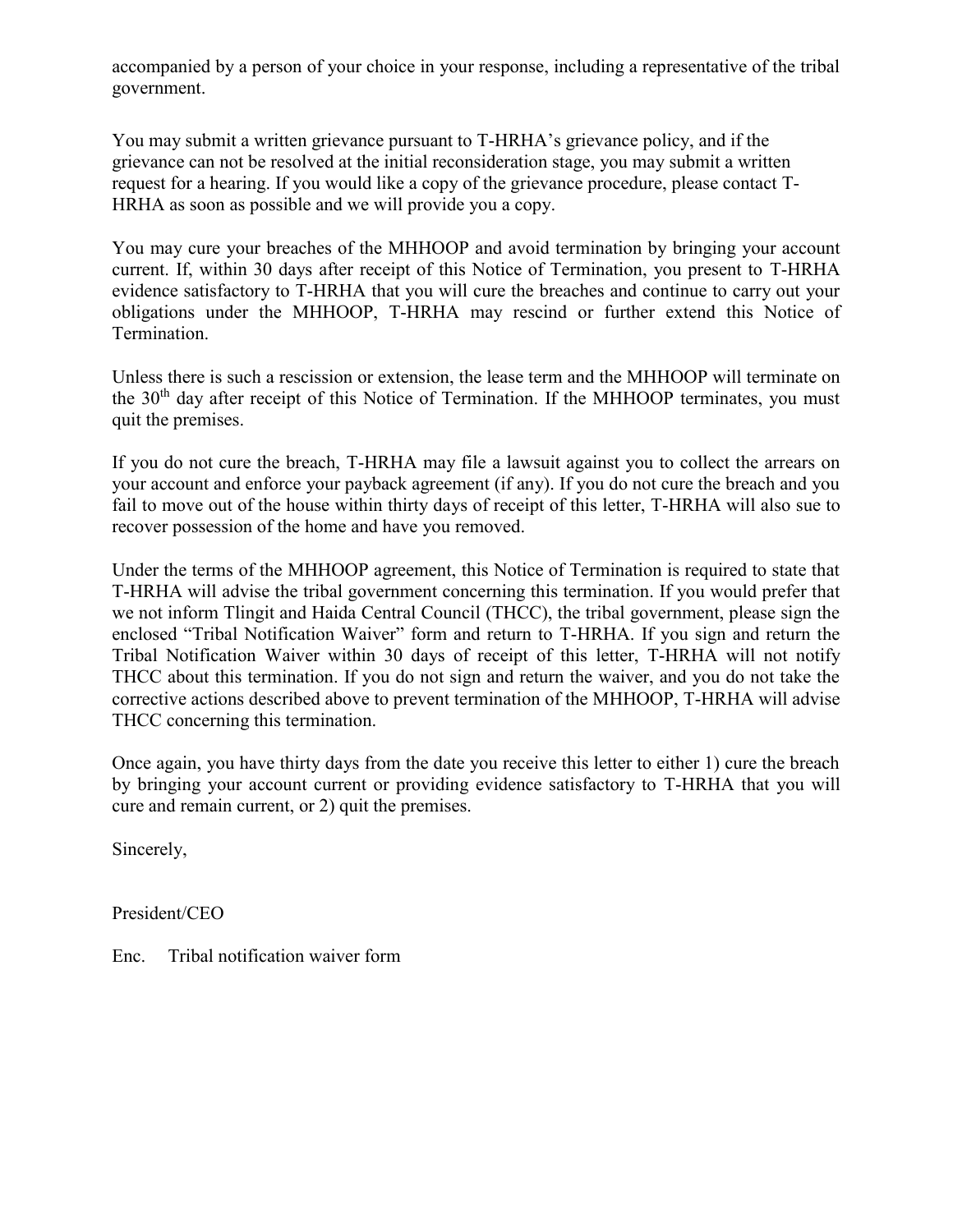accompanied by a person of your choice in your response, including a representative of the tribal government.

You may submit a written grievance pursuant to T-HRHA's grievance policy, and if the grievance can not be resolved at the initial reconsideration stage, you may submit a written request for a hearing. If you would like a copy of the grievance procedure, please contact T-HRHA as soon as possible and we will provide you a copy.

You may cure your breaches of the MHHOOP and avoid termination by bringing your account current. If, within 30 days after receipt of this Notice of Termination, you present to T-HRHA evidence satisfactory to T-HRHA that you will cure the breaches and continue to carry out your obligations under the MHHOOP, T-HRHA may rescind or further extend this Notice of Termination.

Unless there is such a rescission or extension, the lease term and the MHHOOP will terminate on the 30th day after receipt of this Notice of Termination. If the MHHOOP terminates, you must quit the premises.

If you do not cure the breach, T-HRHA may file a lawsuit against you to collect the arrears on your account and enforce your payback agreement (if any). If you do not cure the breach and you fail to move out of the house within thirty days of receipt of this letter, T-HRHA will also sue to recover possession of the home and have you removed.

Under the terms of the MHHOOP agreement, this Notice of Termination is required to state that T-HRHA will advise the tribal government concerning this termination. If you would prefer that we not inform Tlingit and Haida Central Council (THCC), the tribal government, please sign the enclosed "Tribal Notification Waiver" form and return to T-HRHA. If you sign and return the Tribal Notification Waiver within 30 days of receipt of this letter, T-HRHA will not notify THCC about this termination. If you do not sign and return the waiver, and you do not take the corrective actions described above to prevent termination of the MHHOOP, T-HRHA will advise THCC concerning this termination.

Once again, you have thirty days from the date you receive this letter to either 1) cure the breach by bringing your account current or providing evidence satisfactory to T-HRHA that you will cure and remain current, or 2) quit the premises.

Sincerely,

President/CEO

Enc. Tribal notification waiver form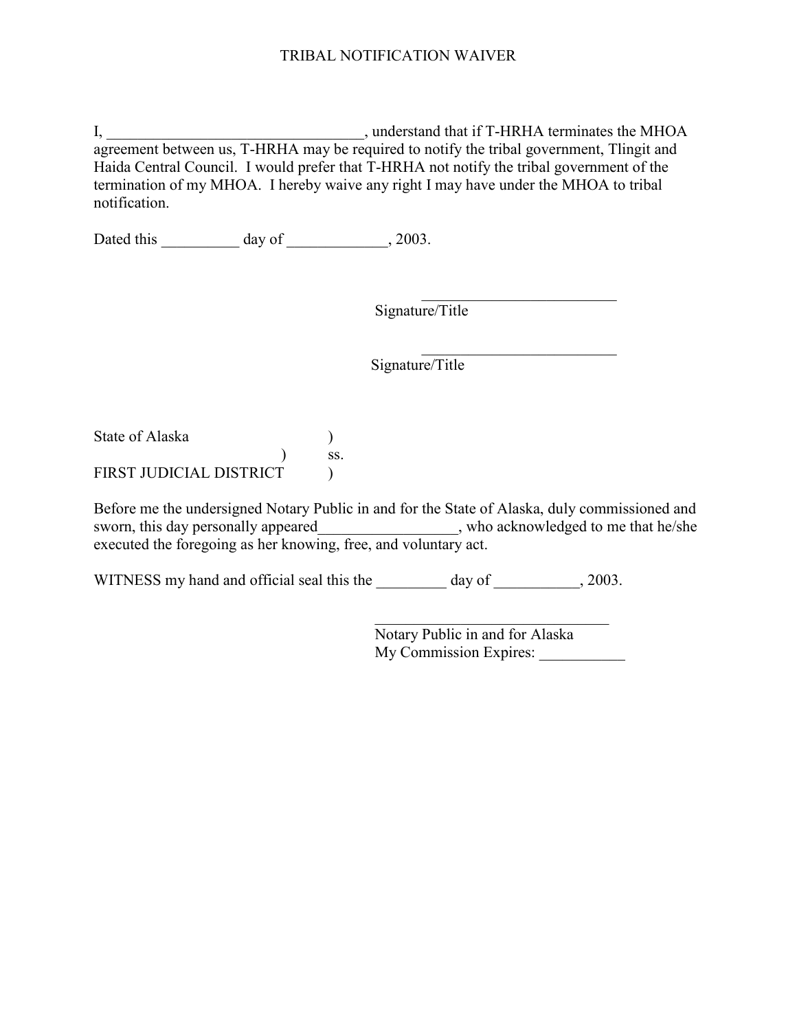# TRIBAL NOTIFICATION WAIVER

I, _________________________________, understand that if T-HRHA terminates the MHOA agreement between us, T-HRHA may be required to notify the tribal government, Tlingit and Haida Central Council. I would prefer that T-HRHA not notify the tribal government of the termination of my MHOA. I hereby waive any right I may have under the MHOA to tribal notification.

Dated this __________ day of _____________, 2003.

_________________________
Signature/Title

_________________________
Signature/Title

State of Alaska )
) ss.
FIRST JUDICIAL DISTRICT )

Before me the undersigned Notary Public in and for the State of Alaska, duly commissioned and sworn, this day personally appeared_________________, who acknowledged to me that he/she executed the foregoing as her knowing, free, and voluntary act.

WITNESS my hand and official seal this the _________ day of ___________, 2003.

_______________________________
Notary Public in and for Alaska
My Commission Expires: ___________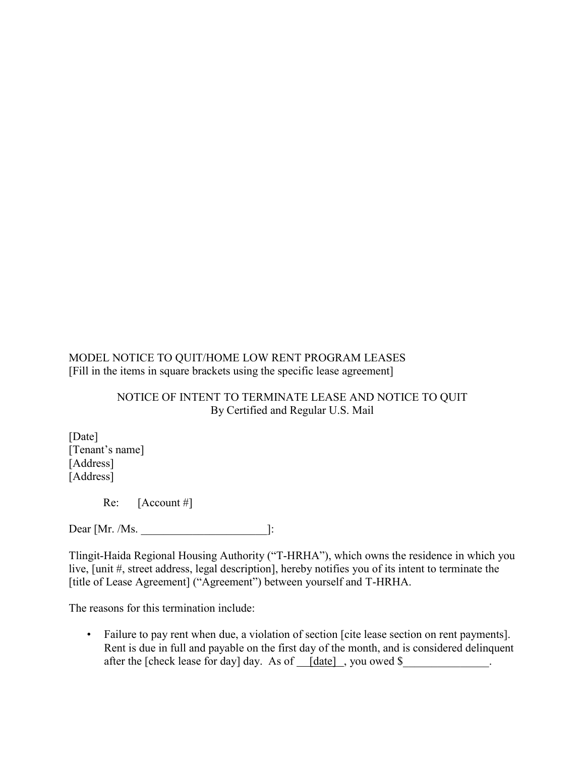MODEL NOTICE TO QUIT/HOME LOW RENT PROGRAM LEASES
[Fill in the items in square brackets using the specific lease agreement]

NOTICE OF INTENT TO TERMINATE LEASE AND NOTICE TO QUIT
By Certified and Regular U.S. Mail

[Date]
[Tenant's name]
[Address]
[Address]

Re: [Account #]

Dear [Mr. /Ms. ______________________]:

Tlingit-Haida Regional Housing Authority ("T-HRHA"), which owns the residence in which you live, [unit #, street address, legal description], hereby notifies you of its intent to terminate the [title of Lease Agreement] ("Agreement") between yourself and T-HRHA.

The reasons for this termination include:

- Failure to pay rent when due, a violation of section [cite lease section on rent payments]. Rent is due in full and payable on the first day of the month, and is considered delinquent after the [check lease for day] day. As of __[date]__, you owed $_______________.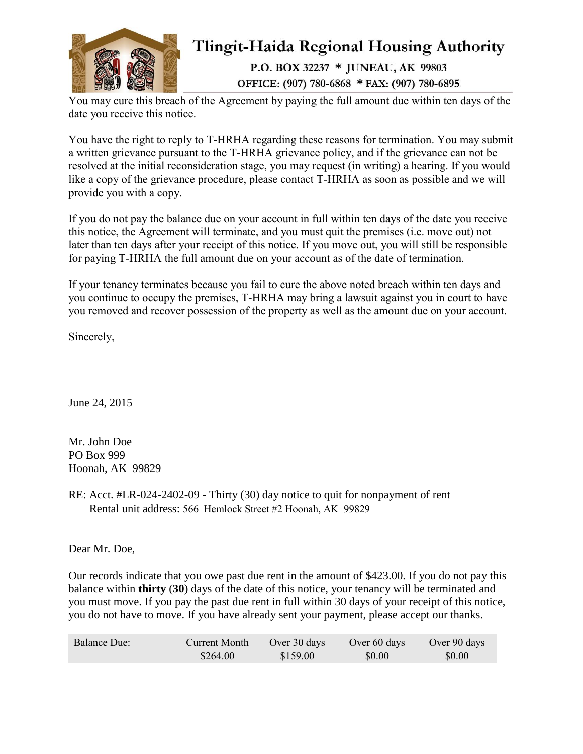# Tlingit-Haida Regional Housing Authority

**P.O. BOX 32237 * JUNEAU, AK 99803**

**OFFICE: (907) 780-6868 * FAX: (907) 780-6895**

You may cure this breach of the Agreement by paying the full amount due within ten days of the date you receive this notice.

You have the right to reply to T-HRHA regarding these reasons for termination. You may submit a written grievance pursuant to the T-HRHA grievance policy, and if the grievance can not be resolved at the initial reconsideration stage, you may request (in writing) a hearing. If you would like a copy of the grievance procedure, please contact T-HRHA as soon as possible and we will provide you with a copy.

If you do not pay the balance due on your account in full within ten days of the date you receive this notice, the Agreement will terminate, and you must quit the premises (i.e. move out) not later than ten days after your receipt of this notice. If you move out, you will still be responsible for paying T-HRHA the full amount due on your account as of the date of termination.

If your tenancy terminates because you fail to cure the above noted breach within ten days and you continue to occupy the premises, T-HRHA may bring a lawsuit against you in court to have you removed and recover possession of the property as well as the amount due on your account.

Sincerely,

June 24, 2015

Mr. John Doe
PO Box 999
Hoonah, AK 99829

RE: Acct. #LR-024-2402-09 - Thirty (30) day notice to quit for nonpayment of rent
Rental unit address: 566 Hemlock Street #2 Hoonah, AK 99829

Dear Mr. Doe,

Our records indicate that you owe past due rent in the amount of $423.00. If you do not pay this balance within **thirty** (**30**) days of the date of this notice, your tenancy will be terminated and you must move. If you pay the past due rent in full within 30 days of your receipt of this notice, you do not have to move. If you have already sent your payment, please accept our thanks.

| Balance Due: | Current Month | Over 30 days | Over 60 days | Over 90 days |
| --- | --- | --- | --- | --- |
| | $264.00 | $159.00 | $0.00 | $0.00 |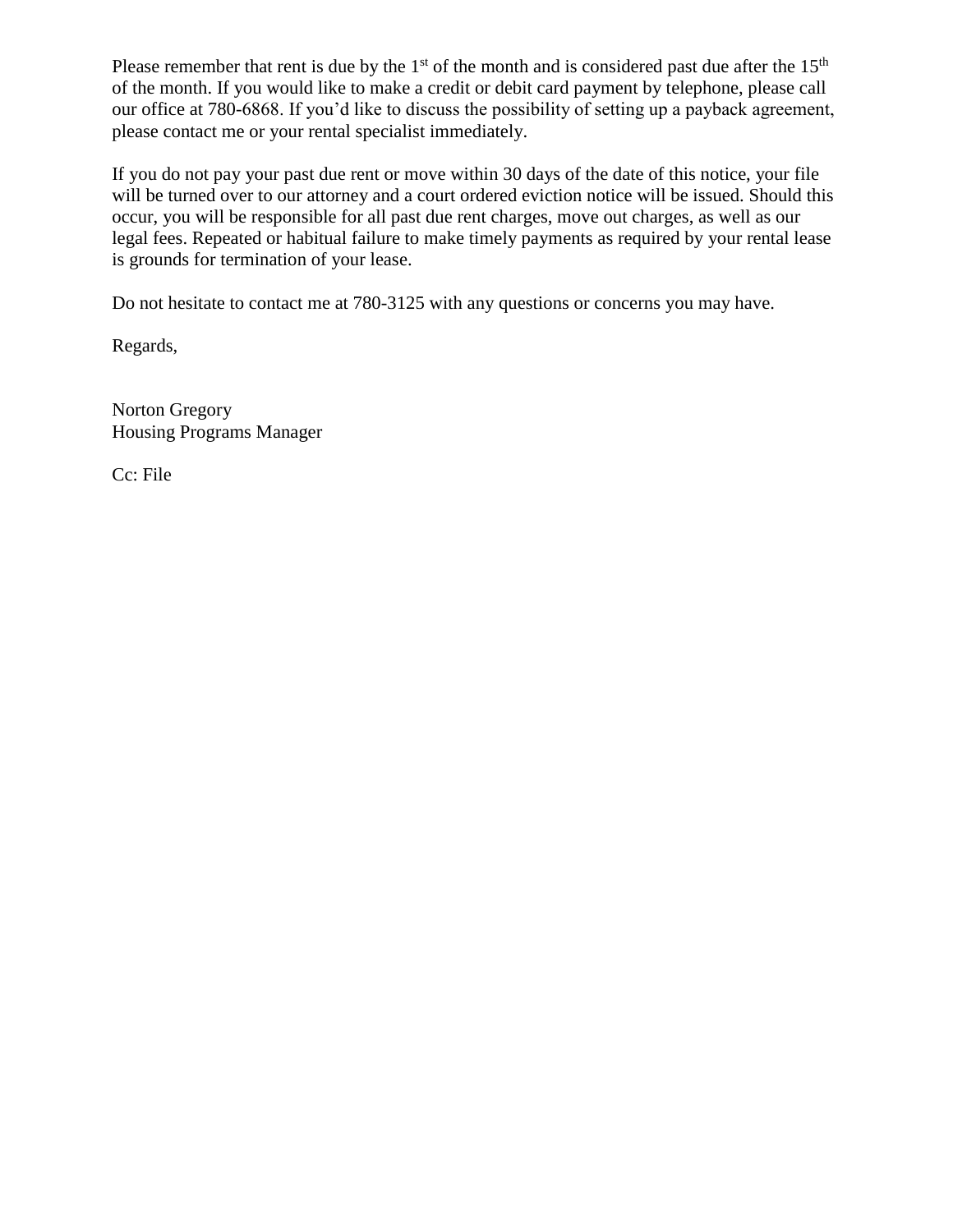Please remember that rent is due by the 1st of the month and is considered past due after the 15th of the month. If you would like to make a credit or debit card payment by telephone, please call our office at 780-6868. If you'd like to discuss the possibility of setting up a payback agreement, please contact me or your rental specialist immediately.

If you do not pay your past due rent or move within 30 days of the date of this notice, your file will be turned over to our attorney and a court ordered eviction notice will be issued. Should this occur, you will be responsible for all past due rent charges, move out charges, as well as our legal fees. Repeated or habitual failure to make timely payments as required by your rental lease is grounds for termination of your lease.

Do not hesitate to contact me at 780-3125 with any questions or concerns you may have.

Regards,

Norton Gregory
Housing Programs Manager

Cc: File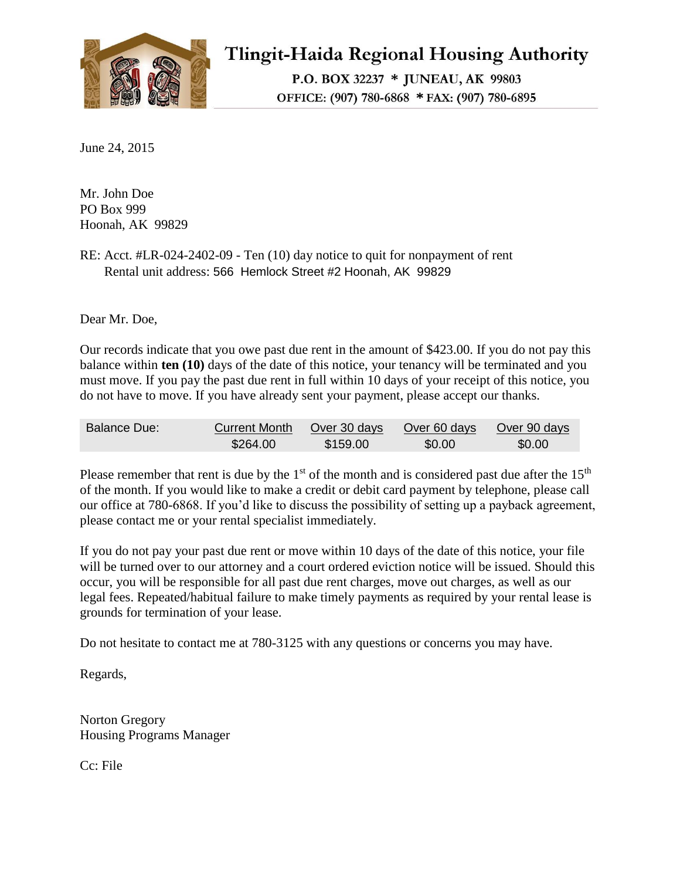# Tlingit-Haida Regional Housing Authority

P.O. BOX 32237 * JUNEAU, AK 99803
OFFICE: (907) 780-6868 * FAX: (907) 780-6895

June 24, 2015

Mr. John Doe
PO Box 999
Hoonah, AK 99829

RE: Acct. #LR-024-2402-09 - Ten (10) day notice to quit for nonpayment of rent
Rental unit address: 566 Hemlock Street #2 Hoonah, AK 99829

Dear Mr. Doe,

Our records indicate that you owe past due rent in the amount of $423.00. If you do not pay this balance within **ten (10)** days of the date of this notice, your tenancy will be terminated and you must move. If you pay the past due rent in full within 10 days of your receipt of this notice, you do not have to move. If you have already sent your payment, please accept our thanks.

| Balance Due: | Current Month | Over 30 days | Over 60 days | Over 90 days |
|---|---|---|---|---|
| | $264.00 | $159.00 | $0.00 | $0.00 |

Please remember that rent is due by the 1st of the month and is considered past due after the 15th of the month. If you would like to make a credit or debit card payment by telephone, please call our office at 780-6868. If you'd like to discuss the possibility of setting up a payback agreement, please contact me or your rental specialist immediately.

If you do not pay your past due rent or move within 10 days of the date of this notice, your file will be turned over to our attorney and a court ordered eviction notice will be issued. Should this occur, you will be responsible for all past due rent charges, move out charges, as well as our legal fees. Repeated/habitual failure to make timely payments as required by your rental lease is grounds for termination of your lease.

Do not hesitate to contact me at 780-3125 with any questions or concerns you may have.

Regards,

Norton Gregory
Housing Programs Manager

Cc: File